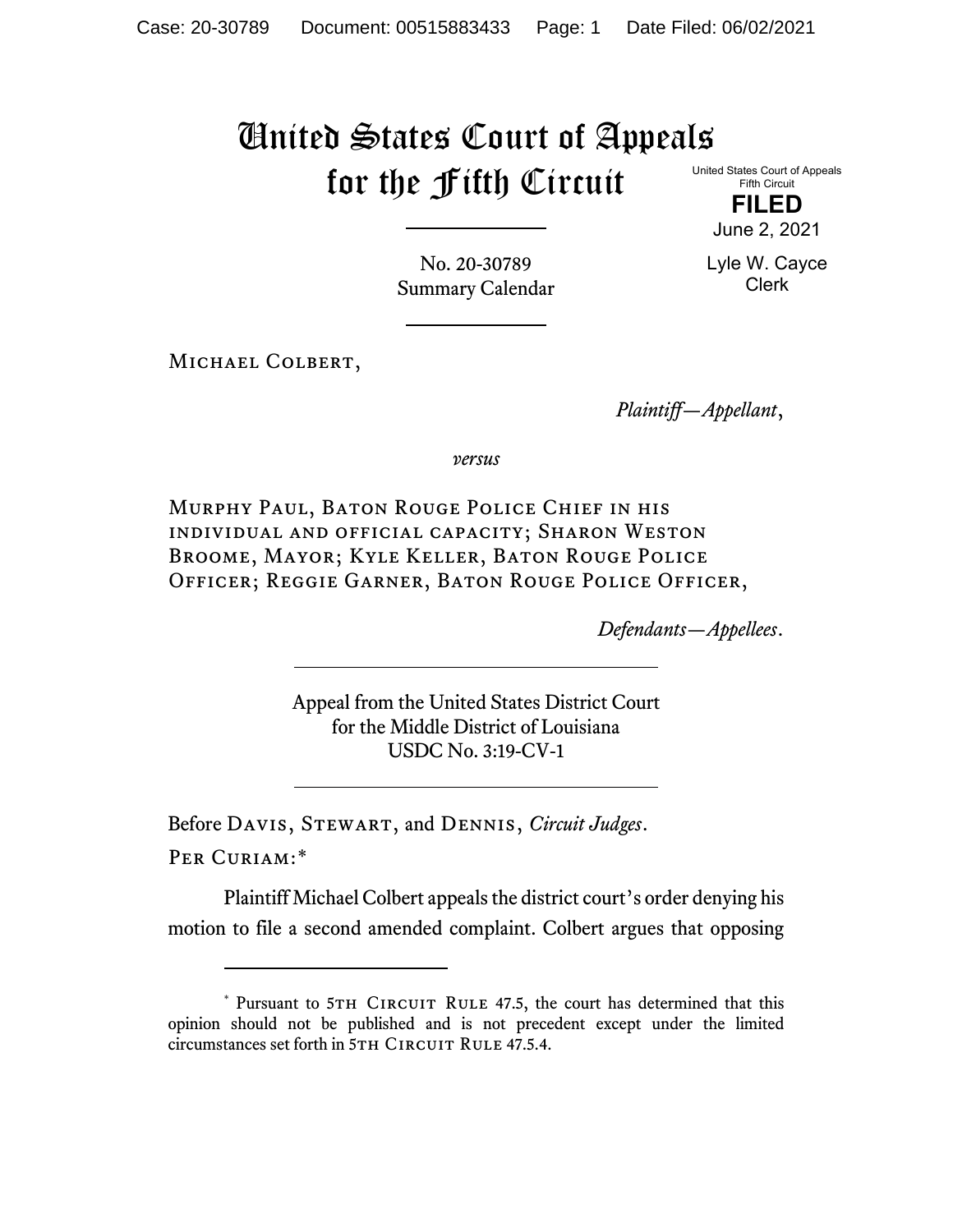# United States Court of Appeals for the Fifth Circuit

United States Court of Appeals
Fifth Circuit

**FILED**

June 2, 2021

Lyle W. Cayce
Clerk

No. 20-30789
Summary Calendar

Michael Colbert,

*Plaintiff—Appellant*,

*versus*

Murphy Paul, Baton Rouge Police Chief in his individual and official capacity; Sharon Weston Broome, Mayor; Kyle Keller, Baton Rouge Police Officer; Reggie Garner, Baton Rouge Police Officer,

*Defendants—Appellees*.

Appeal from the United States District Court
for the Middle District of Louisiana
USDC No. 3:19-CV-1

Before Davis, Stewart, and Dennis, *Circuit Judges*.

Per Curiam:*

Plaintiff Michael Colbert appeals the district court's order denying his motion to file a second amended complaint. Colbert argues that opposing

---

\* Pursuant to 5th Circuit Rule 47.5, the court has determined that this opinion should not be published and is not precedent except under the limited circumstances set forth in 5th Circuit Rule 47.5.4.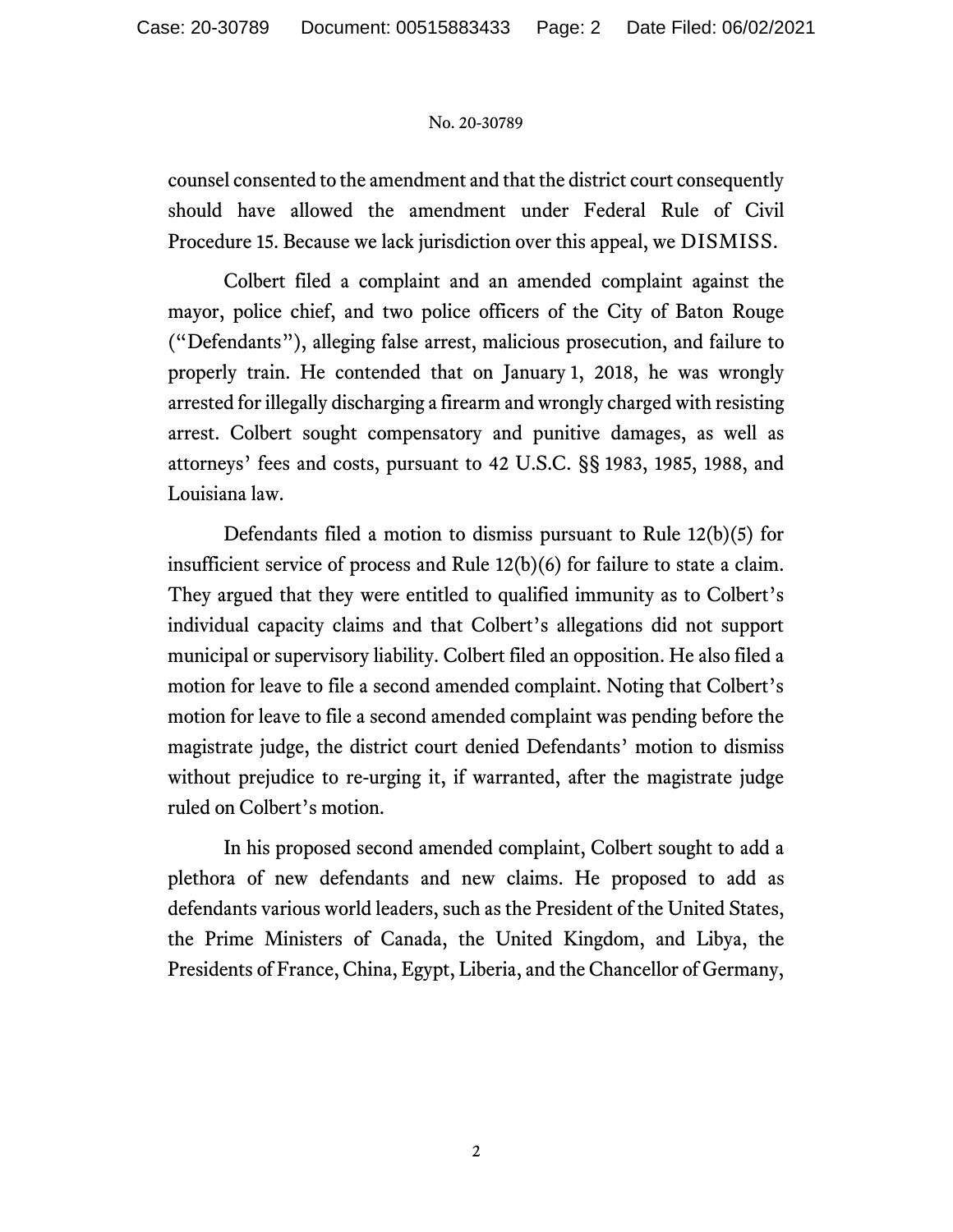counsel consented to the amendment and that the district court consequently should have allowed the amendment under Federal Rule of Civil Procedure 15. Because we lack jurisdiction over this appeal, we DISMISS.

Colbert filed a complaint and an amended complaint against the mayor, police chief, and two police officers of the City of Baton Rouge ("Defendants"), alleging false arrest, malicious prosecution, and failure to properly train. He contended that on January 1, 2018, he was wrongly arrested for illegally discharging a firearm and wrongly charged with resisting arrest. Colbert sought compensatory and punitive damages, as well as attorneys' fees and costs, pursuant to 42 U.S.C. §§ 1983, 1985, 1988, and Louisiana law.

Defendants filed a motion to dismiss pursuant to Rule 12(b)(5) for insufficient service of process and Rule 12(b)(6) for failure to state a claim. They argued that they were entitled to qualified immunity as to Colbert's individual capacity claims and that Colbert's allegations did not support municipal or supervisory liability. Colbert filed an opposition. He also filed a motion for leave to file a second amended complaint. Noting that Colbert's motion for leave to file a second amended complaint was pending before the magistrate judge, the district court denied Defendants' motion to dismiss without prejudice to re-urging it, if warranted, after the magistrate judge ruled on Colbert's motion.

In his proposed second amended complaint, Colbert sought to add a plethora of new defendants and new claims. He proposed to add as defendants various world leaders, such as the President of the United States, the Prime Ministers of Canada, the United Kingdom, and Libya, the Presidents of France, China, Egypt, Liberia, and the Chancellor of Germany,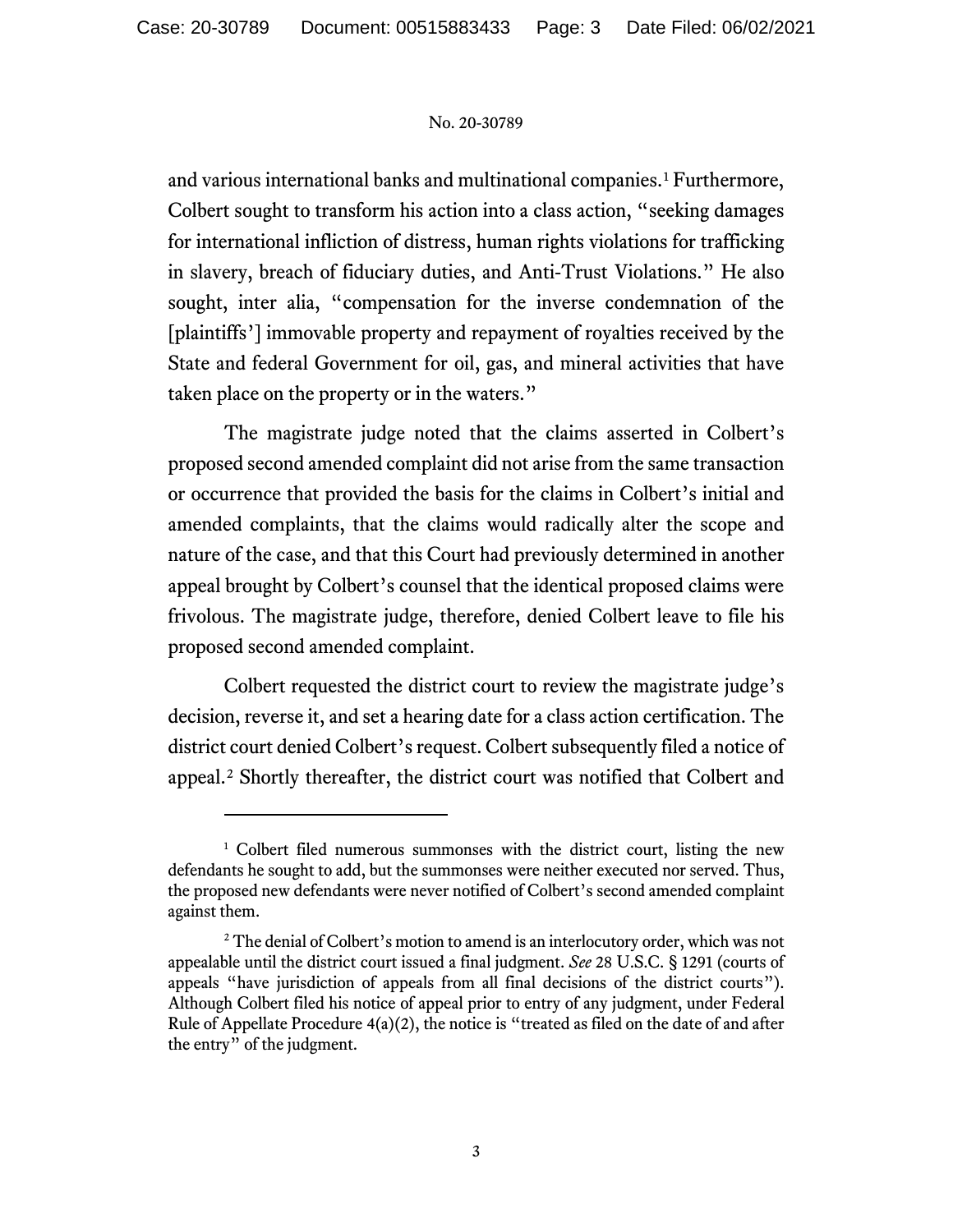and various international banks and multinational companies.[1] Furthermore, Colbert sought to transform his action into a class action, "seeking damages for international infliction of distress, human rights violations for trafficking in slavery, breach of fiduciary duties, and Anti-Trust Violations." He also sought, inter alia, "compensation for the inverse condemnation of the [plaintiffs'] immovable property and repayment of royalties received by the State and federal Government for oil, gas, and mineral activities that have taken place on the property or in the waters."

The magistrate judge noted that the claims asserted in Colbert's proposed second amended complaint did not arise from the same transaction or occurrence that provided the basis for the claims in Colbert's initial and amended complaints, that the claims would radically alter the scope and nature of the case, and that this Court had previously determined in another appeal brought by Colbert's counsel that the identical proposed claims were frivolous. The magistrate judge, therefore, denied Colbert leave to file his proposed second amended complaint.

Colbert requested the district court to review the magistrate judge's decision, reverse it, and set a hearing date for a class action certification. The district court denied Colbert's request. Colbert subsequently filed a notice of appeal.[2] Shortly thereafter, the district court was notified that Colbert and

---

[1] Colbert filed numerous summonses with the district court, listing the new defendants he sought to add, but the summonses were neither executed nor served. Thus, the proposed new defendants were never notified of Colbert's second amended complaint against them.

[2] The denial of Colbert's motion to amend is an interlocutory order, which was not appealable until the district court issued a final judgment. *See* 28 U.S.C. § 1291 (courts of appeals "have jurisdiction of appeals from all final decisions of the district courts"). Although Colbert filed his notice of appeal prior to entry of any judgment, under Federal Rule of Appellate Procedure 4(a)(2), the notice is "treated as filed on the date of and after the entry" of the judgment.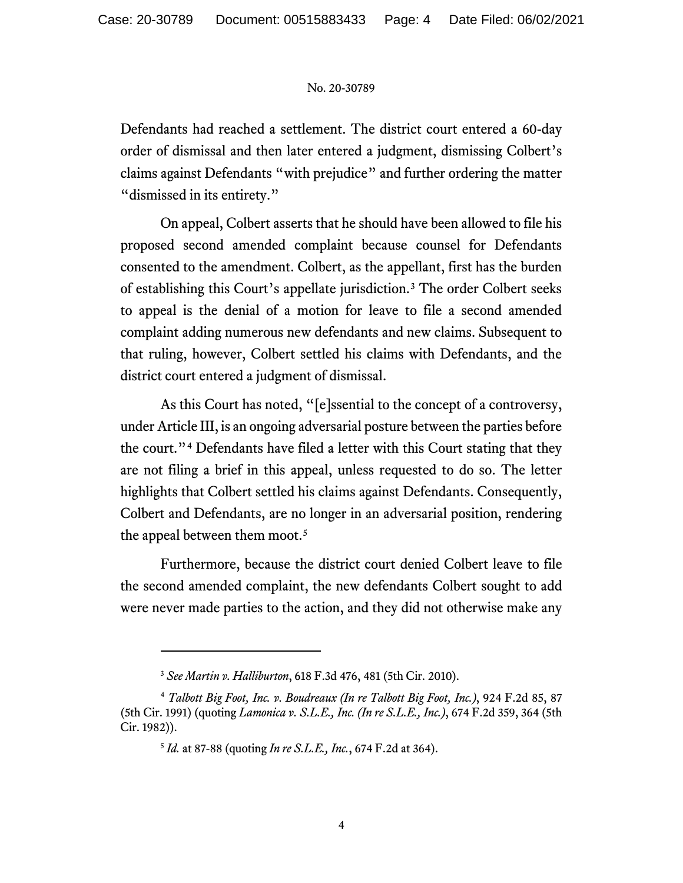Defendants had reached a settlement. The district court entered a 60-day order of dismissal and then later entered a judgment, dismissing Colbert's claims against Defendants "with prejudice" and further ordering the matter "dismissed in its entirety."

On appeal, Colbert asserts that he should have been allowed to file his proposed second amended complaint because counsel for Defendants consented to the amendment. Colbert, as the appellant, first has the burden of establishing this Court's appellate jurisdiction.[3] The order Colbert seeks to appeal is the denial of a motion for leave to file a second amended complaint adding numerous new defendants and new claims. Subsequent to that ruling, however, Colbert settled his claims with Defendants, and the district court entered a judgment of dismissal.

As this Court has noted, "[e]ssential to the concept of a controversy, under Article III, is an ongoing adversarial posture between the parties before the court."[4] Defendants have filed a letter with this Court stating that they are not filing a brief in this appeal, unless requested to do so. The letter highlights that Colbert settled his claims against Defendants. Consequently, Colbert and Defendants, are no longer in an adversarial position, rendering the appeal between them moot.[5]

Furthermore, because the district court denied Colbert leave to file the second amended complaint, the new defendants Colbert sought to add were never made parties to the action, and they did not otherwise make any

---

[3] *See Martin v. Halliburton*, 618 F.3d 476, 481 (5th Cir. 2010).

[4] *Talbott Big Foot, Inc. v. Boudreaux (In re Talbott Big Foot, Inc.)*, 924 F.2d 85, 87 (5th Cir. 1991) (quoting *Lamonica v. S.L.E., Inc. (In re S.L.E., Inc.)*, 674 F.2d 359, 364 (5th Cir. 1982)).

[5] *Id.* at 87-88 (quoting *In re S.L.E., Inc.*, 674 F.2d at 364).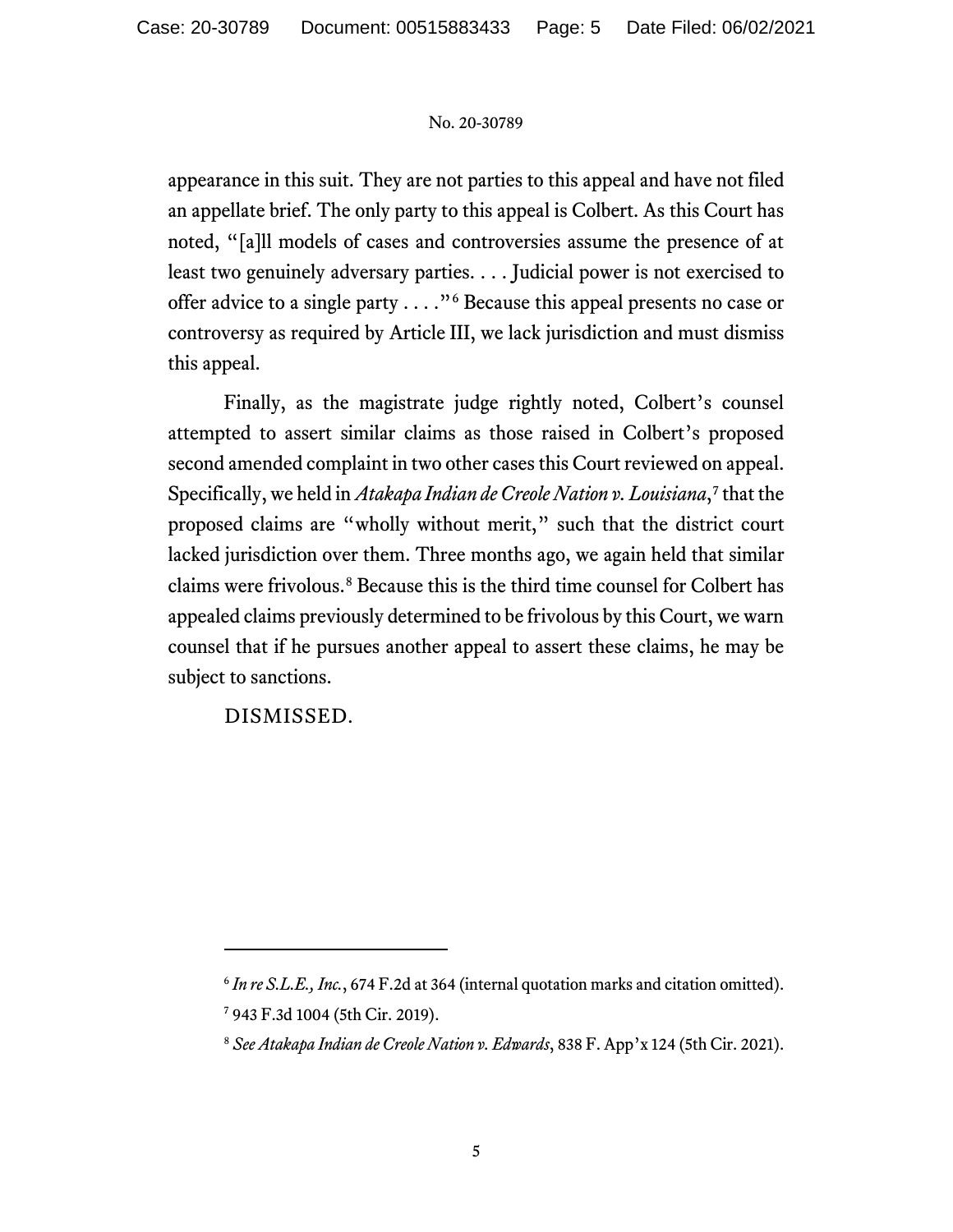appearance in this suit. They are not parties to this appeal and have not filed an appellate brief. The only party to this appeal is Colbert. As this Court has noted, "[a]ll models of cases and controversies assume the presence of at least two genuinely adversary parties. . . . Judicial power is not exercised to offer advice to a single party . . . ."[6] Because this appeal presents no case or controversy as required by Article III, we lack jurisdiction and must dismiss this appeal.

Finally, as the magistrate judge rightly noted, Colbert's counsel attempted to assert similar claims as those raised in Colbert's proposed second amended complaint in two other cases this Court reviewed on appeal. Specifically, we held in *Atakapa Indian de Creole Nation v. Louisiana*,[7] that the proposed claims are "wholly without merit," such that the district court lacked jurisdiction over them. Three months ago, we again held that similar claims were frivolous.[8] Because this is the third time counsel for Colbert has appealed claims previously determined to be frivolous by this Court, we warn counsel that if he pursues another appeal to assert these claims, he may be subject to sanctions.

DISMISSED.

---

[6] *In re S.L.E., Inc.*, 674 F.2d at 364 (internal quotation marks and citation omitted).

[7] 943 F.3d 1004 (5th Cir. 2019).

[8] *See Atakapa Indian de Creole Nation v. Edwards*, 838 F. App'x 124 (5th Cir. 2021).